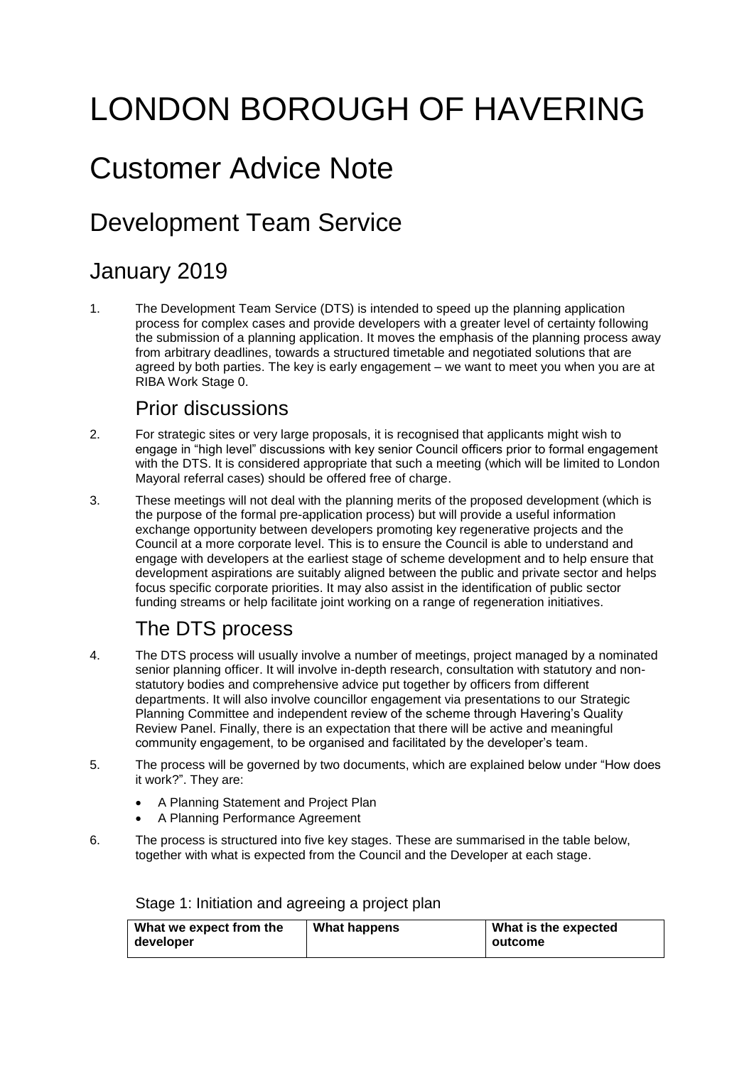# LONDON BOROUGH OF HAVERING

# Customer Advice Note

## Development Team Service

### January 2019

1. The Development Team Service (DTS) is intended to speed up the planning application process for complex cases and provide developers with a greater level of certainty following the submission of a planning application. It moves the emphasis of the planning process away from arbitrary deadlines, towards a structured timetable and negotiated solutions that are agreed by both parties. The key is early engagement – we want to meet you when you are at RIBA Work Stage 0.

### Prior discussions

2. For strategic sites or very large proposals, it is recognised that applicants might wish to engage in "high level" discussions with key senior Council officers prior to formal engagement with the DTS. It is considered appropriate that such a meeting (which will be limited to London Mayoral referral cases) should be offered free of charge.

3. These meetings will not deal with the planning merits of the proposed development (which is the purpose of the formal pre-application process) but will provide a useful information exchange opportunity between developers promoting key regenerative projects and the Council at a more corporate level. This is to ensure the Council is able to understand and engage with developers at the earliest stage of scheme development and to help ensure that development aspirations are suitably aligned between the public and private sector and helps focus specific corporate priorities. It may also assist in the identification of public sector funding streams or help facilitate joint working on a range of regeneration initiatives.

### The DTS process

4. The DTS process will usually involve a number of meetings, project managed by a nominated senior planning officer. It will involve in-depth research, consultation with statutory and non-statutory bodies and comprehensive advice put together by officers from different departments. It will also involve councillor engagement via presentations to our Strategic Planning Committee and independent review of the scheme through Havering's Quality Review Panel. Finally, there is an expectation that there will be active and meaningful community engagement, to be organised and facilitated by the developer's team.

5. The process will be governed by two documents, which are explained below under "How does it work?". They are:
   - A Planning Statement and Project Plan
   - A Planning Performance Agreement

6. The process is structured into five key stages. These are summarised in the table below, together with what is expected from the Council and the Developer at each stage.

Stage 1: Initiation and agreeing a project plan

| What we expect from the developer | What happens | What is the expected outcome |
| --- | --- | --- |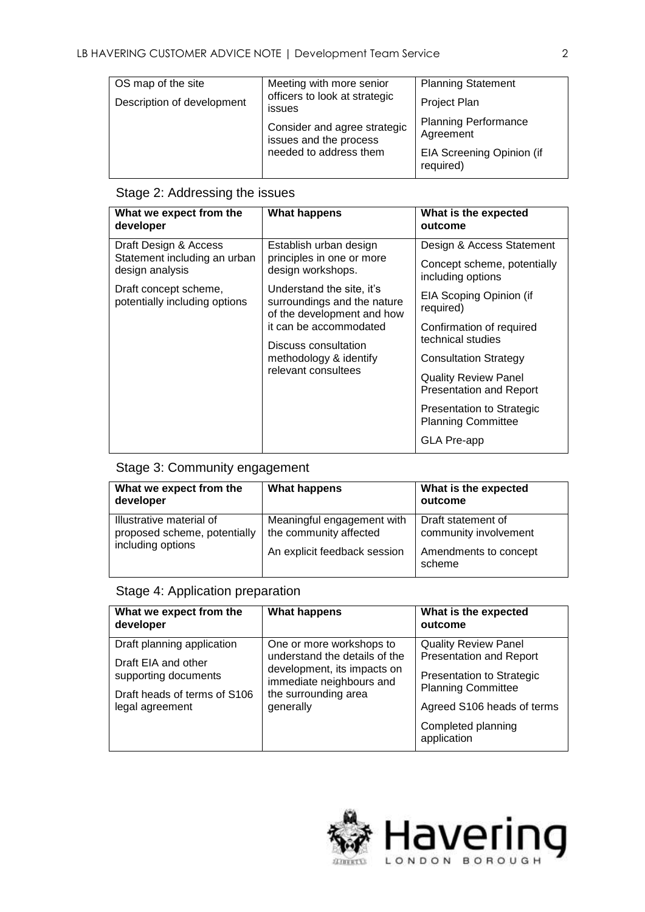| | | |
|---|---|---|
| OS map of the site<br><br>Description of development | Meeting with more senior officers to look at strategic issues<br><br>Consider and agree strategic issues and the process needed to address them | Planning Statement<br><br>Project Plan<br><br>Planning Performance Agreement<br><br>EIA Screening Opinion (if required) |

## Stage 2: Addressing the issues

| What we expect from the developer | What happens | What is the expected outcome |
|---|---|---|
| Draft Design & Access Statement including an urban design analysis<br><br>Draft concept scheme, potentially including options | Establish urban design principles in one or more design workshops.<br><br>Understand the site, it's surroundings and the nature of the development and how it can be accommodated<br><br>Discuss consultation methodology & identify relevant consultees | Design & Access Statement<br><br>Concept scheme, potentially including options<br><br>EIA Scoping Opinion (if required)<br><br>Confirmation of required technical studies<br><br>Consultation Strategy<br><br>Quality Review Panel Presentation and Report<br><br>Presentation to Strategic Planning Committee<br><br>GLA Pre-app |

## Stage 3: Community engagement

| What we expect from the developer | What happens | What is the expected outcome |
|---|---|---|
| Illustrative material of proposed scheme, potentially including options | Meaningful engagement with the community affected<br><br>An explicit feedback session | Draft statement of community involvement<br><br>Amendments to concept scheme |

## Stage 4: Application preparation

| What we expect from the developer | What happens | What is the expected outcome |
|---|---|---|
| Draft planning application<br><br>Draft EIA and other supporting documents<br><br>Draft heads of terms of S106 legal agreement | One or more workshops to understand the details of the development, its impacts on immediate neighbours and the surrounding area generally | Quality Review Panel Presentation and Report<br><br>Presentation to Strategic Planning Committee<br><br>Agreed S106 heads of terms<br><br>Completed planning application |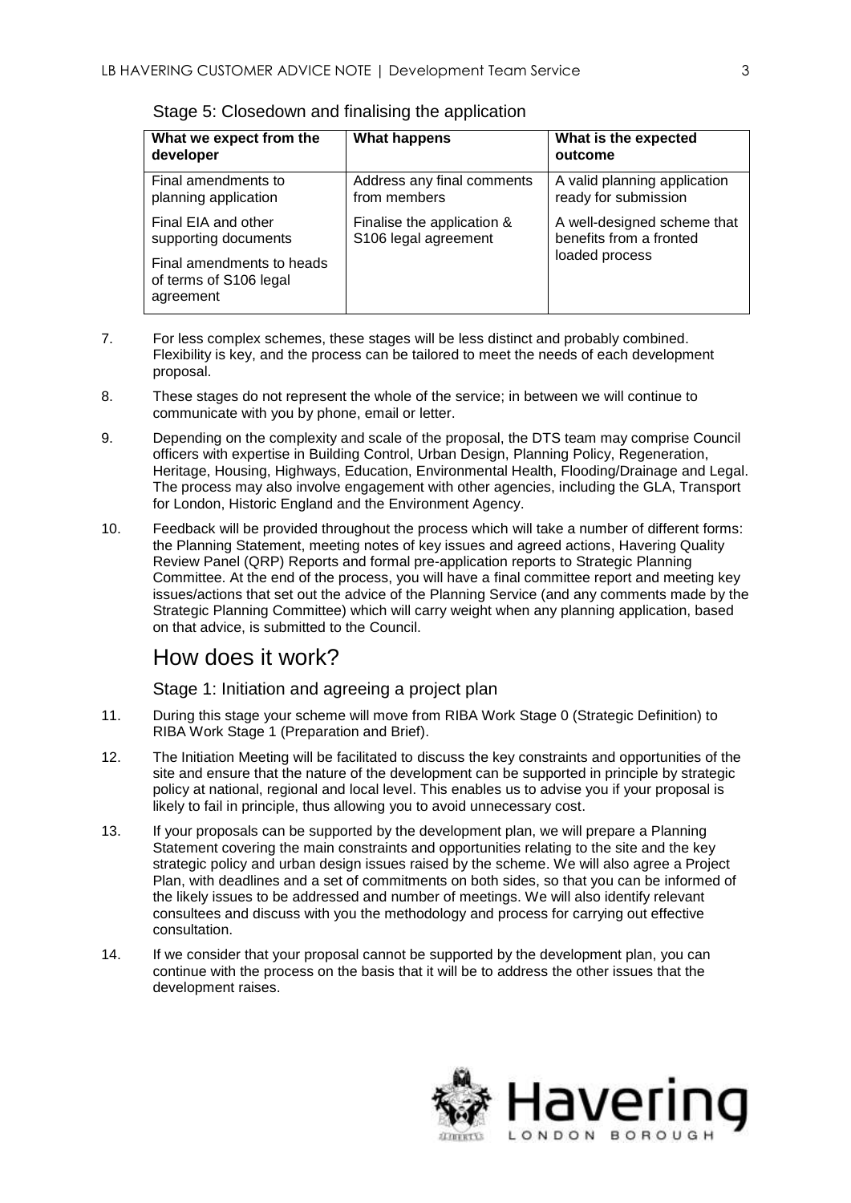Stage 5: Closedown and finalising the application

| What we expect from the developer | What happens | What is the expected outcome |
|---|---|---|
| Final amendments to planning application | Address any final comments from members | A valid planning application ready for submission |
| Final EIA and other supporting documents<br><br>Final amendments to heads of terms of S106 legal agreement | Finalise the application & S106 legal agreement | A well-designed scheme that benefits from a fronted loaded process |

7. For less complex schemes, these stages will be less distinct and probably combined. Flexibility is key, and the process can be tailored to meet the needs of each development proposal.

8. These stages do not represent the whole of the service; in between we will continue to communicate with you by phone, email or letter.

9. Depending on the complexity and scale of the proposal, the DTS team may comprise Council officers with expertise in Building Control, Urban Design, Planning Policy, Regeneration, Heritage, Housing, Highways, Education, Environmental Health, Flooding/Drainage and Legal. The process may also involve engagement with other agencies, including the GLA, Transport for London, Historic England and the Environment Agency.

10. Feedback will be provided throughout the process which will take a number of different forms: the Planning Statement, meeting notes of key issues and agreed actions, Havering Quality Review Panel (QRP) Reports and formal pre-application reports to Strategic Planning Committee. At the end of the process, you will have a final committee report and meeting key issues/actions that set out the advice of the Planning Service (and any comments made by the Strategic Planning Committee) which will carry weight when any planning application, based on that advice, is submitted to the Council.

## How does it work?

### Stage 1: Initiation and agreeing a project plan

11. During this stage your scheme will move from RIBA Work Stage 0 (Strategic Definition) to RIBA Work Stage 1 (Preparation and Brief).

12. The Initiation Meeting will be facilitated to discuss the key constraints and opportunities of the site and ensure that the nature of the development can be supported in principle by strategic policy at national, regional and local level. This enables us to advise you if your proposal is likely to fail in principle, thus allowing you to avoid unnecessary cost.

13. If your proposals can be supported by the development plan, we will prepare a Planning Statement covering the main constraints and opportunities relating to the site and the key strategic policy and urban design issues raised by the scheme. We will also agree a Project Plan, with deadlines and a set of commitments on both sides, so that you can be informed of the likely issues to be addressed and number of meetings. We will also identify relevant consultees and discuss with you the methodology and process for carrying out effective consultation.

14. If we consider that your proposal cannot be supported by the development plan, you can continue with the process on the basis that it will be to address the other issues that the development raises.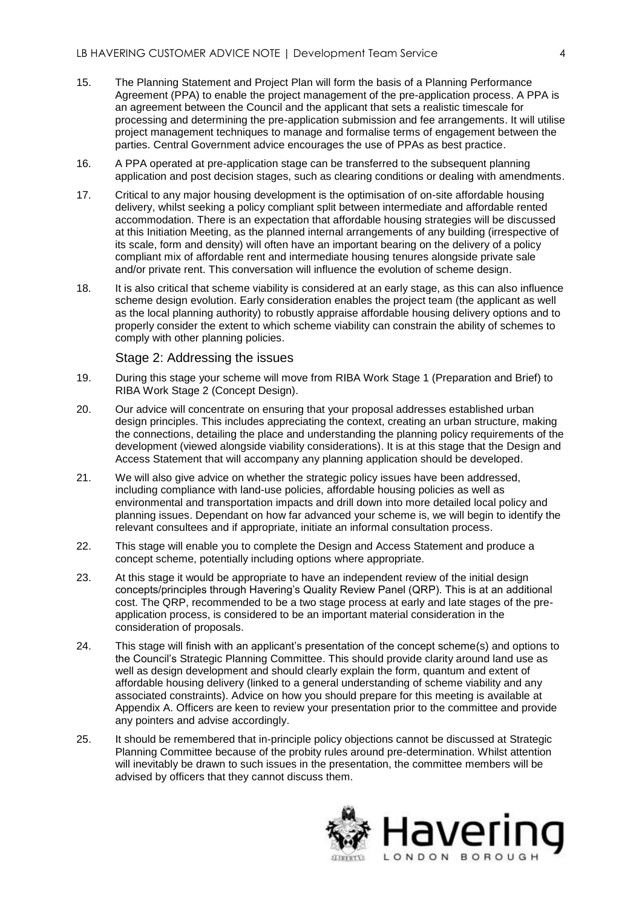15. The Planning Statement and Project Plan will form the basis of a Planning Performance Agreement (PPA) to enable the project management of the pre-application process. A PPA is an agreement between the Council and the applicant that sets a realistic timescale for processing and determining the pre-application submission and fee arrangements. It will utilise project management techniques to manage and formalise terms of engagement between the parties. Central Government advice encourages the use of PPAs as best practice.

16. A PPA operated at pre-application stage can be transferred to the subsequent planning application and post decision stages, such as clearing conditions or dealing with amendments.

17. Critical to any major housing development is the optimisation of on-site affordable housing delivery, whilst seeking a policy compliant split between intermediate and affordable rented accommodation. There is an expectation that affordable housing strategies will be discussed at this Initiation Meeting, as the planned internal arrangements of any building (irrespective of its scale, form and density) will often have an important bearing on the delivery of a policy compliant mix of affordable rent and intermediate housing tenures alongside private sale and/or private rent. This conversation will influence the evolution of scheme design.

18. It is also critical that scheme viability is considered at an early stage, as this can also influence scheme design evolution. Early consideration enables the project team (the applicant as well as the local planning authority) to robustly appraise affordable housing delivery options and to properly consider the extent to which scheme viability can constrain the ability of schemes to comply with other planning policies.

### Stage 2: Addressing the issues

19. During this stage your scheme will move from RIBA Work Stage 1 (Preparation and Brief) to RIBA Work Stage 2 (Concept Design).

20. Our advice will concentrate on ensuring that your proposal addresses established urban design principles. This includes appreciating the context, creating an urban structure, making the connections, detailing the place and understanding the planning policy requirements of the development (viewed alongside viability considerations). It is at this stage that the Design and Access Statement that will accompany any planning application should be developed.

21. We will also give advice on whether the strategic policy issues have been addressed, including compliance with land-use policies, affordable housing policies as well as environmental and transportation impacts and drill down into more detailed local policy and planning issues. Dependant on how far advanced your scheme is, we will begin to identify the relevant consultees and if appropriate, initiate an informal consultation process.

22. This stage will enable you to complete the Design and Access Statement and produce a concept scheme, potentially including options where appropriate.

23. At this stage it would be appropriate to have an independent review of the initial design concepts/principles through Havering's Quality Review Panel (QRP). This is at an additional cost. The QRP, recommended to be a two stage process at early and late stages of the pre-application process, is considered to be an important material consideration in the consideration of proposals.

24. This stage will finish with an applicant's presentation of the concept scheme(s) and options to the Council's Strategic Planning Committee. This should provide clarity around land use as well as design development and should clearly explain the form, quantum and extent of affordable housing delivery (linked to a general understanding of scheme viability and any associated constraints). Advice on how you should prepare for this meeting is available at Appendix A. Officers are keen to review your presentation prior to the committee and provide any pointers and advise accordingly.

25. It should be remembered that in-principle policy objections cannot be discussed at Strategic Planning Committee because of the probity rules around pre-determination. Whilst attention will inevitably be drawn to such issues in the presentation, the committee members will be advised by officers that they cannot discuss them.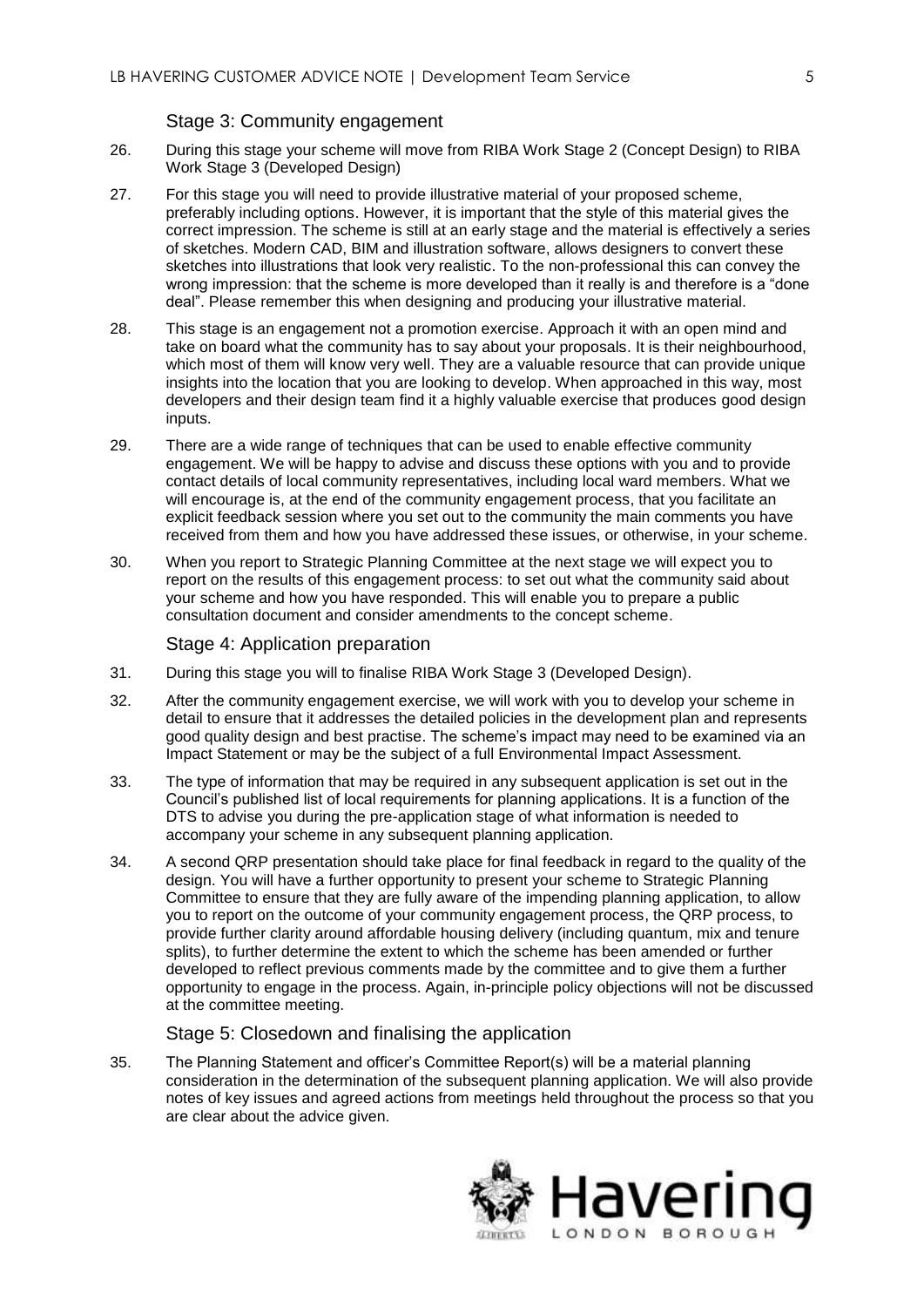## Stage 3: Community engagement

26. During this stage your scheme will move from RIBA Work Stage 2 (Concept Design) to RIBA Work Stage 3 (Developed Design)

27. For this stage you will need to provide illustrative material of your proposed scheme, preferably including options. However, it is important that the style of this material gives the correct impression. The scheme is still at an early stage and the material is effectively a series of sketches. Modern CAD, BIM and illustration software, allows designers to convert these sketches into illustrations that look very realistic. To the non-professional this can convey the wrong impression: that the scheme is more developed than it really is and therefore is a "done deal". Please remember this when designing and producing your illustrative material.

28. This stage is an engagement not a promotion exercise. Approach it with an open mind and take on board what the community has to say about your proposals. It is their neighbourhood, which most of them will know very well. They are a valuable resource that can provide unique insights into the location that you are looking to develop. When approached in this way, most developers and their design team find it a highly valuable exercise that produces good design inputs.

29. There are a wide range of techniques that can be used to enable effective community engagement. We will be happy to advise and discuss these options with you and to provide contact details of local community representatives, including local ward members. What we will encourage is, at the end of the community engagement process, that you facilitate an explicit feedback session where you set out to the community the main comments you have received from them and how you have addressed these issues, or otherwise, in your scheme.

30. When you report to Strategic Planning Committee at the next stage we will expect you to report on the results of this engagement process: to set out what the community said about your scheme and how you have responded. This will enable you to prepare a public consultation document and consider amendments to the concept scheme.

## Stage 4: Application preparation

31. During this stage you will to finalise RIBA Work Stage 3 (Developed Design).

32. After the community engagement exercise, we will work with you to develop your scheme in detail to ensure that it addresses the detailed policies in the development plan and represents good quality design and best practise. The scheme's impact may need to be examined via an Impact Statement or may be the subject of a full Environmental Impact Assessment.

33. The type of information that may be required in any subsequent application is set out in the Council's published list of local requirements for planning applications. It is a function of the DTS to advise you during the pre-application stage of what information is needed to accompany your scheme in any subsequent planning application.

34. A second QRP presentation should take place for final feedback in regard to the quality of the design. You will have a further opportunity to present your scheme to Strategic Planning Committee to ensure that they are fully aware of the impending planning application, to allow you to report on the outcome of your community engagement process, the QRP process, to provide further clarity around affordable housing delivery (including quantum, mix and tenure splits), to further determine the extent to which the scheme has been amended or further developed to reflect previous comments made by the committee and to give them a further opportunity to engage in the process. Again, in-principle policy objections will not be discussed at the committee meeting.

## Stage 5: Closedown and finalising the application

35. The Planning Statement and officer's Committee Report(s) will be a material planning consideration in the determination of the subsequent planning application. We will also provide notes of key issues and agreed actions from meetings held throughout the process so that you are clear about the advice given.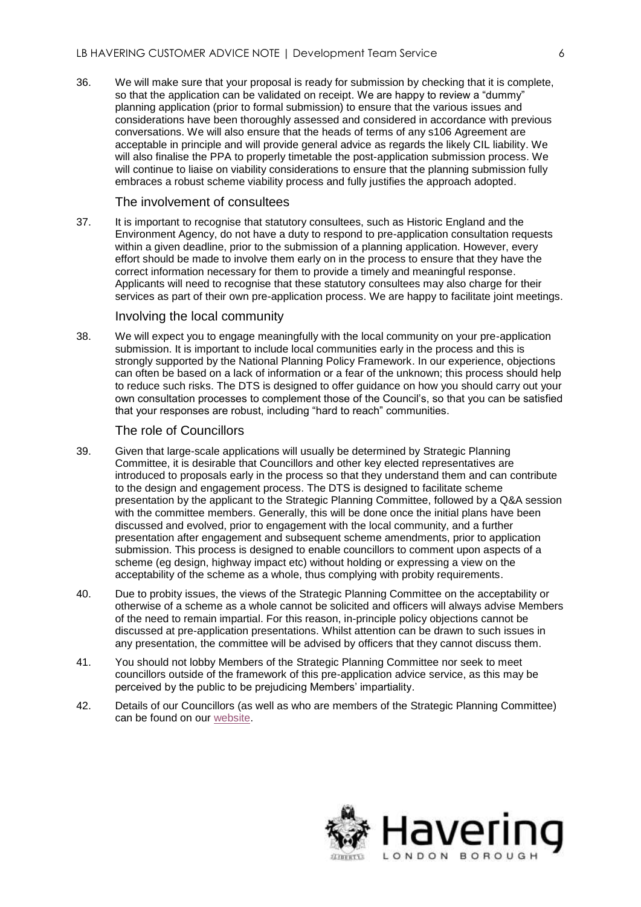36. We will make sure that your proposal is ready for submission by checking that it is complete, so that the application can be validated on receipt. We are happy to review a "dummy" planning application (prior to formal submission) to ensure that the various issues and considerations have been thoroughly assessed and considered in accordance with previous conversations. We will also ensure that the heads of terms of any s106 Agreement are acceptable in principle and will provide general advice as regards the likely CIL liability. We will also finalise the PPA to properly timetable the post-application submission process. We will continue to liaise on viability considerations to ensure that the planning submission fully embraces a robust scheme viability process and fully justifies the approach adopted.

## The involvement of consultees

37. It is important to recognise that statutory consultees, such as Historic England and the Environment Agency, do not have a duty to respond to pre-application consultation requests within a given deadline, prior to the submission of a planning application. However, every effort should be made to involve them early on in the process to ensure that they have the correct information necessary for them to provide a timely and meaningful response. Applicants will need to recognise that these statutory consultees may also charge for their services as part of their own pre-application process. We are happy to facilitate joint meetings.

## Involving the local community

38. We will expect you to engage meaningfully with the local community on your pre-application submission. It is important to include local communities early in the process and this is strongly supported by the National Planning Policy Framework. In our experience, objections can often be based on a lack of information or a fear of the unknown; this process should help to reduce such risks. The DTS is designed to offer guidance on how you should carry out your own consultation processes to complement those of the Council's, so that you can be satisfied that your responses are robust, including "hard to reach" communities.

## The role of Councillors

39. Given that large-scale applications will usually be determined by Strategic Planning Committee, it is desirable that Councillors and other key elected representatives are introduced to proposals early in the process so that they understand them and can contribute to the design and engagement process. The DTS is designed to facilitate scheme presentation by the applicant to the Strategic Planning Committee, followed by a Q&A session with the committee members. Generally, this will be done once the initial plans have been discussed and evolved, prior to engagement with the local community, and a further presentation after engagement and subsequent scheme amendments, prior to application submission. This process is designed to enable councillors to comment upon aspects of a scheme (eg design, highway impact etc) without holding or expressing a view on the acceptability of the scheme as a whole, thus complying with probity requirements.

40. Due to probity issues, the views of the Strategic Planning Committee on the acceptability or otherwise of a scheme as a whole cannot be solicited and officers will always advise Members of the need to remain impartial. For this reason, in-principle policy objections cannot be discussed at pre-application presentations. Whilst attention can be drawn to such issues in any presentation, the committee will be advised by officers that they cannot discuss them.

41. You should not lobby Members of the Strategic Planning Committee nor seek to meet councillors outside of the framework of this pre-application advice service, as this may be perceived by the public to be prejudicing Members' impartiality.

42. Details of our Councillors (as well as who are members of the Strategic Planning Committee) can be found on our website.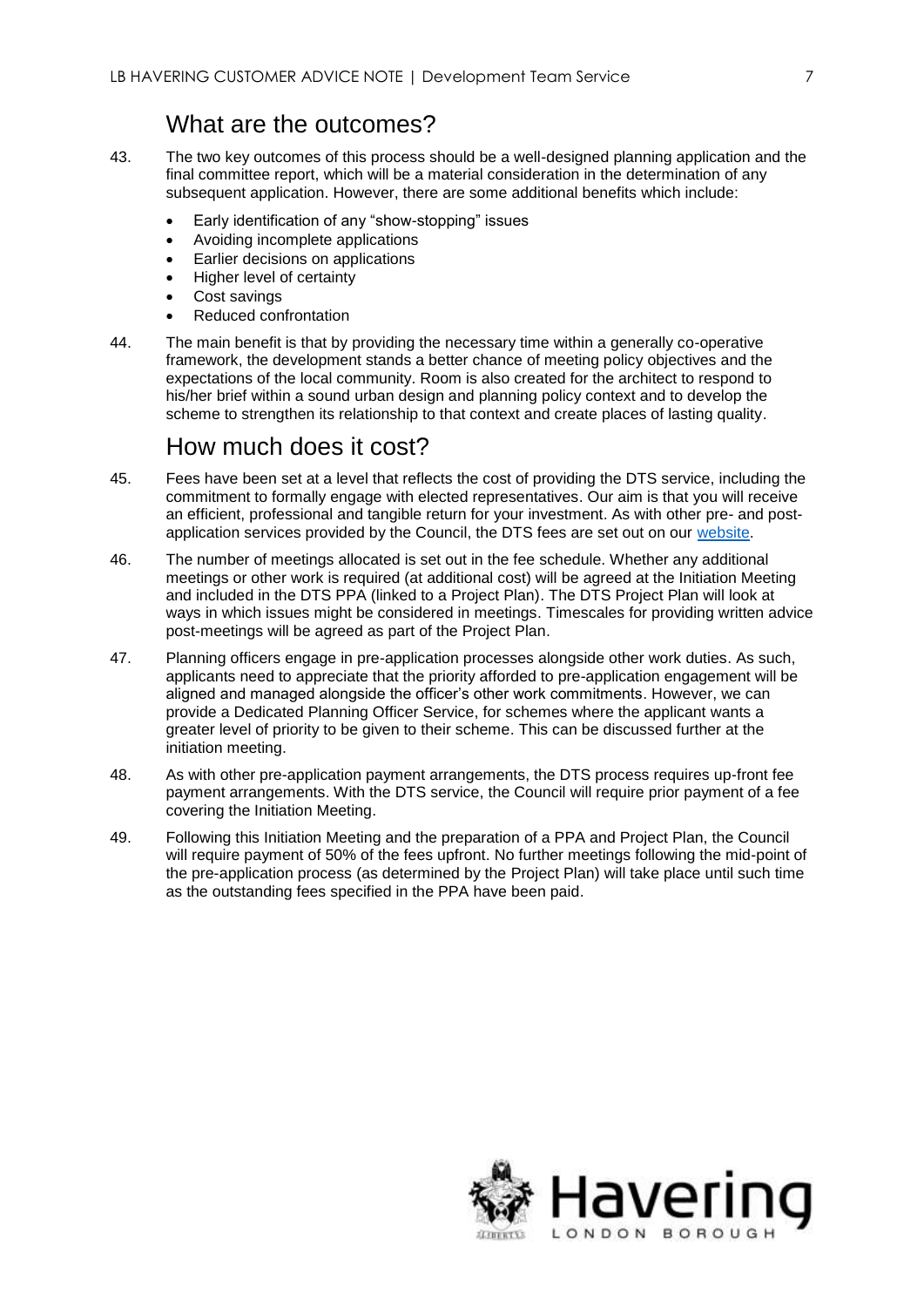## What are the outcomes?

43. The two key outcomes of this process should be a well-designed planning application and the final committee report, which will be a material consideration in the determination of any subsequent application. However, there are some additional benefits which include:

    - Early identification of any "show-stopping" issues
    - Avoiding incomplete applications
    - Earlier decisions on applications
    - Higher level of certainty
    - Cost savings
    - Reduced confrontation

44. The main benefit is that by providing the necessary time within a generally co-operative framework, the development stands a better chance of meeting policy objectives and the expectations of the local community. Room is also created for the architect to respond to his/her brief within a sound urban design and planning policy context and to develop the scheme to strengthen its relationship to that context and create places of lasting quality.

## How much does it cost?

45. Fees have been set at a level that reflects the cost of providing the DTS service, including the commitment to formally engage with elected representatives. Our aim is that you will receive an efficient, professional and tangible return for your investment. As with other pre- and post-application services provided by the Council, the DTS fees are set out on our website.

46. The number of meetings allocated is set out in the fee schedule. Whether any additional meetings or other work is required (at additional cost) will be agreed at the Initiation Meeting and included in the DTS PPA (linked to a Project Plan). The DTS Project Plan will look at ways in which issues might be considered in meetings. Timescales for providing written advice post-meetings will be agreed as part of the Project Plan.

47. Planning officers engage in pre-application processes alongside other work duties. As such, applicants need to appreciate that the priority afforded to pre-application engagement will be aligned and managed alongside the officer's other work commitments. However, we can provide a Dedicated Planning Officer Service, for schemes where the applicant wants a greater level of priority to be given to their scheme. This can be discussed further at the initiation meeting.

48. As with other pre-application payment arrangements, the DTS process requires up-front fee payment arrangements. With the DTS service, the Council will require prior payment of a fee covering the Initiation Meeting.

49. Following this Initiation Meeting and the preparation of a PPA and Project Plan, the Council will require payment of 50% of the fees upfront. No further meetings following the mid-point of the pre-application process (as determined by the Project Plan) will take place until such time as the outstanding fees specified in the PPA have been paid.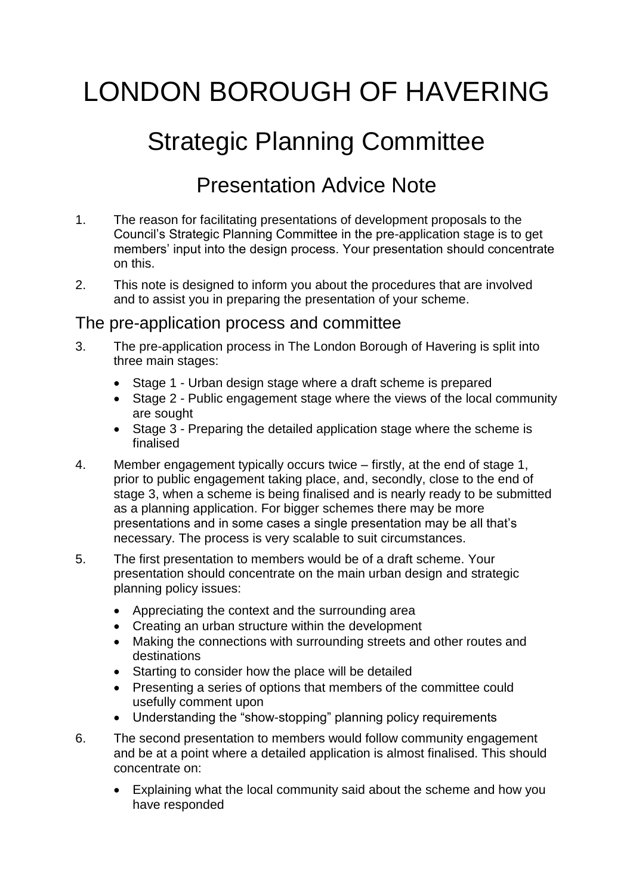# LONDON BOROUGH OF HAVERING

## Strategic Planning Committee

### Presentation Advice Note

1. The reason for facilitating presentations of development proposals to the Council's Strategic Planning Committee in the pre-application stage is to get members' input into the design process. Your presentation should concentrate on this.

2. This note is designed to inform you about the procedures that are involved and to assist you in preparing the presentation of your scheme.

## The pre-application process and committee

3. The pre-application process in The London Borough of Havering is split into three main stages:

    - Stage 1 - Urban design stage where a draft scheme is prepared
    - Stage 2 - Public engagement stage where the views of the local community are sought
    - Stage 3 - Preparing the detailed application stage where the scheme is finalised

4. Member engagement typically occurs twice – firstly, at the end of stage 1, prior to public engagement taking place, and, secondly, close to the end of stage 3, when a scheme is being finalised and is nearly ready to be submitted as a planning application. For bigger schemes there may be more presentations and in some cases a single presentation may be all that's necessary. The process is very scalable to suit circumstances.

5. The first presentation to members would be of a draft scheme. Your presentation should concentrate on the main urban design and strategic planning policy issues:

    - Appreciating the context and the surrounding area
    - Creating an urban structure within the development
    - Making the connections with surrounding streets and other routes and destinations
    - Starting to consider how the place will be detailed
    - Presenting a series of options that members of the committee could usefully comment upon
    - Understanding the "show-stopping" planning policy requirements

6. The second presentation to members would follow community engagement and be at a point where a detailed application is almost finalised. This should concentrate on:

    - Explaining what the local community said about the scheme and how you have responded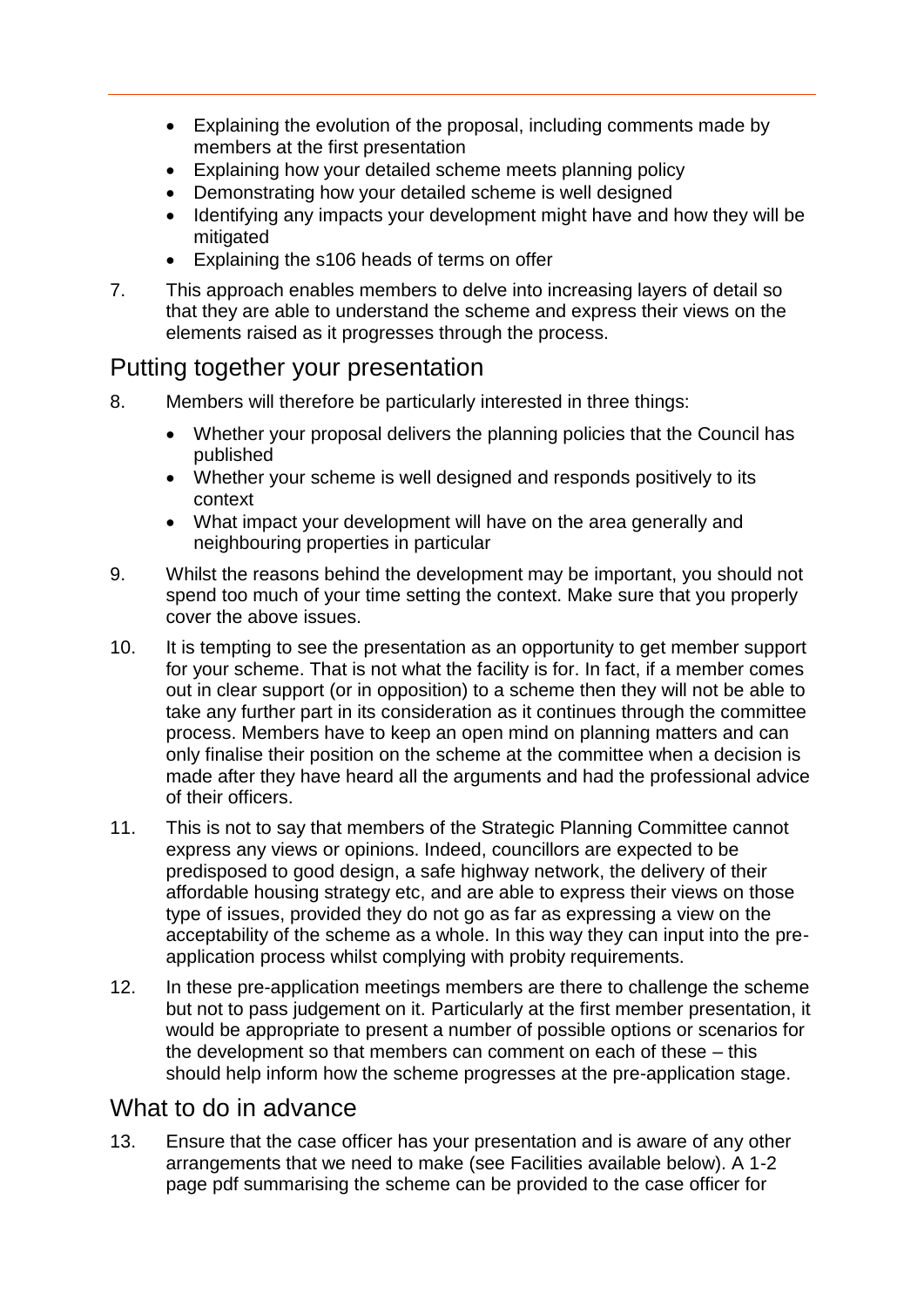- Explaining the evolution of the proposal, including comments made by members at the first presentation
- Explaining how your detailed scheme meets planning policy
- Demonstrating how your detailed scheme is well designed
- Identifying any impacts your development might have and how they will be mitigated
- Explaining the s106 heads of terms on offer

7. This approach enables members to delve into increasing layers of detail so that they are able to understand the scheme and express their views on the elements raised as it progresses through the process.

## Putting together your presentation

8. Members will therefore be particularly interested in three things:
    - Whether your proposal delivers the planning policies that the Council has published
    - Whether your scheme is well designed and responds positively to its context
    - What impact your development will have on the area generally and neighbouring properties in particular

9. Whilst the reasons behind the development may be important, you should not spend too much of your time setting the context. Make sure that you properly cover the above issues.

10. It is tempting to see the presentation as an opportunity to get member support for your scheme. That is not what the facility is for. In fact, if a member comes out in clear support (or in opposition) to a scheme then they will not be able to take any further part in its consideration as it continues through the committee process. Members have to keep an open mind on planning matters and can only finalise their position on the scheme at the committee when a decision is made after they have heard all the arguments and had the professional advice of their officers.

11. This is not to say that members of the Strategic Planning Committee cannot express any views or opinions. Indeed, councillors are expected to be predisposed to good design, a safe highway network, the delivery of their affordable housing strategy etc, and are able to express their views on those type of issues, provided they do not go as far as expressing a view on the acceptability of the scheme as a whole. In this way they can input into the pre-application process whilst complying with probity requirements.

12. In these pre-application meetings members are there to challenge the scheme but not to pass judgement on it. Particularly at the first member presentation, it would be appropriate to present a number of possible options or scenarios for the development so that members can comment on each of these – this should help inform how the scheme progresses at the pre-application stage.

## What to do in advance

13. Ensure that the case officer has your presentation and is aware of any other arrangements that we need to make (see Facilities available below). A 1-2 page pdf summarising the scheme can be provided to the case officer for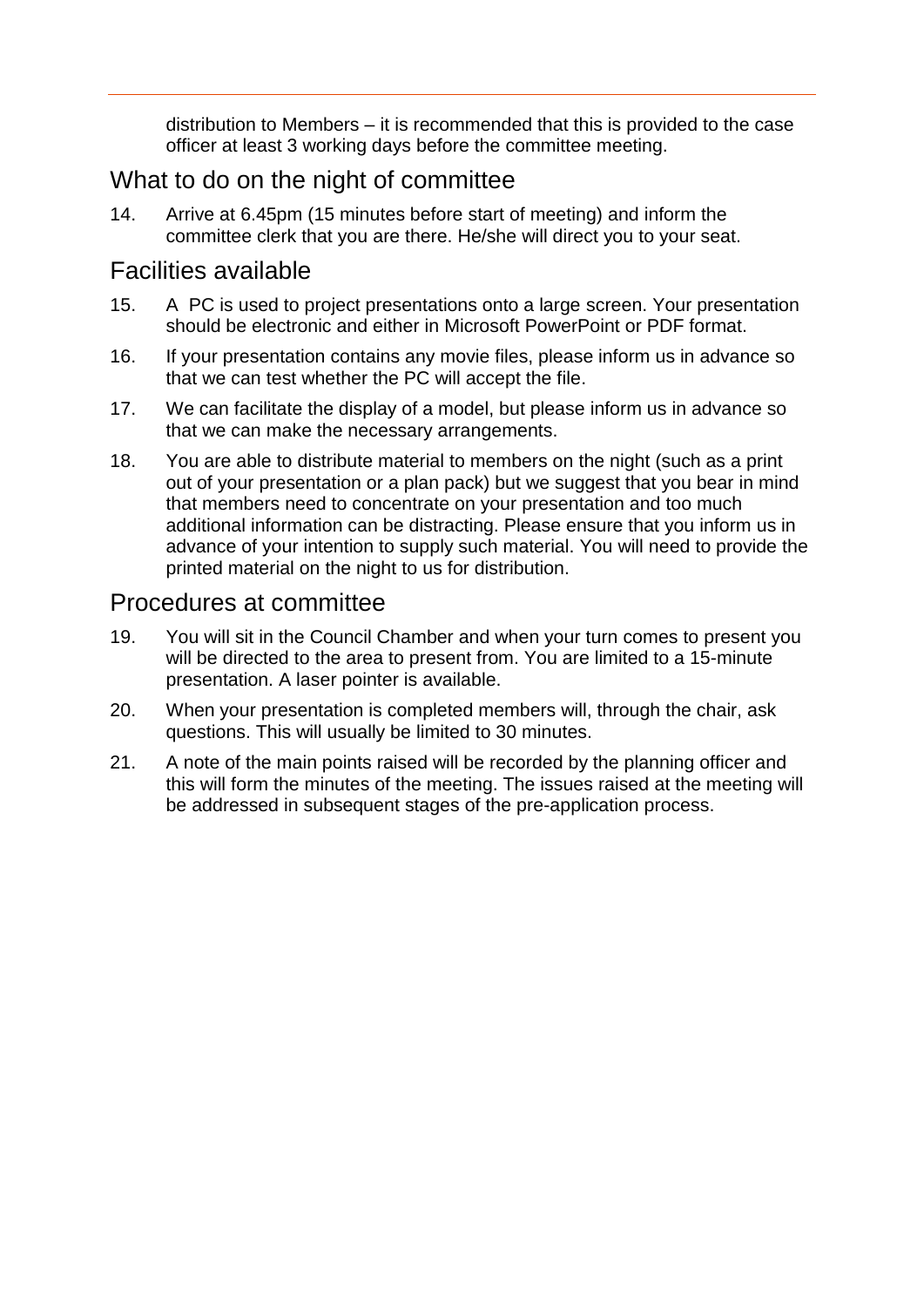distribution to Members – it is recommended that this is provided to the case officer at least 3 working days before the committee meeting.

## What to do on the night of committee

14. Arrive at 6.45pm (15 minutes before start of meeting) and inform the committee clerk that you are there. He/she will direct you to your seat.

## Facilities available

15. A PC is used to project presentations onto a large screen. Your presentation should be electronic and either in Microsoft PowerPoint or PDF format.
16. If your presentation contains any movie files, please inform us in advance so that we can test whether the PC will accept the file.
17. We can facilitate the display of a model, but please inform us in advance so that we can make the necessary arrangements.
18. You are able to distribute material to members on the night (such as a print out of your presentation or a plan pack) but we suggest that you bear in mind that members need to concentrate on your presentation and too much additional information can be distracting. Please ensure that you inform us in advance of your intention to supply such material. You will need to provide the printed material on the night to us for distribution.

## Procedures at committee

19. You will sit in the Council Chamber and when your turn comes to present you will be directed to the area to present from. You are limited to a 15-minute presentation. A laser pointer is available.
20. When your presentation is completed members will, through the chair, ask questions. This will usually be limited to 30 minutes.
21. A note of the main points raised will be recorded by the planning officer and this will form the minutes of the meeting. The issues raised at the meeting will be addressed in subsequent stages of the pre-application process.